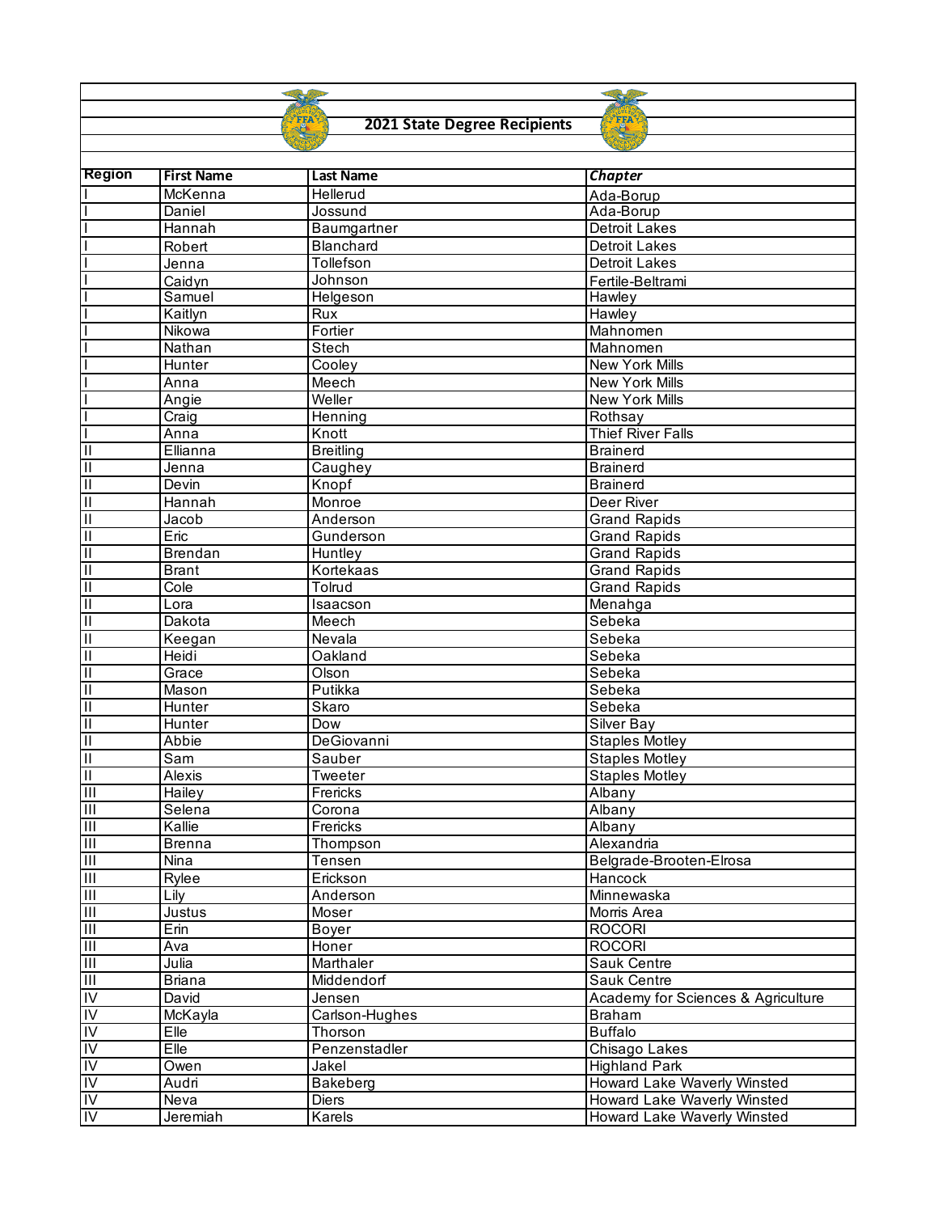# 2021 State Degree Recipients

| Region | First Name | Last Name | *Chapter* |
|---|---|---|---|
| I | McKenna | Hellerud | Ada-Borup |
| I | Daniel | Jossund | Ada-Borup |
| I | Hannah | Baumgartner | Detroit Lakes |
| I | Robert | Blanchard | Detroit Lakes |
| I | Jenna | Tollefson | Detroit Lakes |
| I | Caidyn | Johnson | Fertile-Beltrami |
| I | Samuel | Helgeson | Hawley |
| I | Kaitlyn | Rux | Hawley |
| I | Nikowa | Fortier | Mahnomen |
| I | Nathan | Stech | Mahnomen |
| I | Hunter | Cooley | New York Mills |
| I | Anna | Meech | New York Mills |
| I | Angie | Weller | New York Mills |
| I | Craig | Henning | Rothsay |
| I | Anna | Knott | Thief River Falls |
| II | Ellianna | Breitling | Brainerd |
| II | Jenna | Caughey | Brainerd |
| II | Devin | Knopf | Brainerd |
| II | Hannah | Monroe | Deer River |
| II | Jacob | Anderson | Grand Rapids |
| II | Eric | Gunderson | Grand Rapids |
| II | Brendan | Huntley | Grand Rapids |
| II | Brant | Kortekaas | Grand Rapids |
| II | Cole | Tolrud | Grand Rapids |
| II | Lora | Isaacson | Menahga |
| II | Dakota | Meech | Sebeka |
| II | Keegan | Nevala | Sebeka |
| II | Heidi | Oakland | Sebeka |
| II | Grace | Olson | Sebeka |
| II | Mason | Putikka | Sebeka |
| II | Hunter | Skaro | Sebeka |
| II | Hunter | Dow | Silver Bay |
| II | Abbie | DeGiovanni | Staples Motley |
| II | Sam | Sauber | Staples Motley |
| II | Alexis | Tweeter | Staples Motley |
| III | Hailey | Frericks | Albany |
| III | Selena | Corona | Albany |
| III | Kallie | Frericks | Albany |
| III | Brenna | Thompson | Alexandria |
| III | Nina | Tensen | Belgrade-Brooten-Elrosa |
| III | Rylee | Erickson | Hancock |
| III | Lily | Anderson | Minnewaska |
| III | Justus | Moser | Morris Area |
| III | Erin | Boyer | ROCORI |
| III | Ava | Honer | ROCORI |
| III | Julia | Marthaler | Sauk Centre |
| III | Briana | Middendorf | Sauk Centre |
| IV | David | Jensen | Academy for Sciences & Agriculture |
| IV | McKayla | Carlson-Hughes | Braham |
| IV | Elle | Thorson | Buffalo |
| IV | Elle | Penzenstadler | Chisago Lakes |
| IV | Owen | Jakel | Highland Park |
| IV | Audri | Bakeberg | Howard Lake Waverly Winsted |
| IV | Neva | Diers | Howard Lake Waverly Winsted |
| IV | Jeremiah | Karels | Howard Lake Waverly Winsted |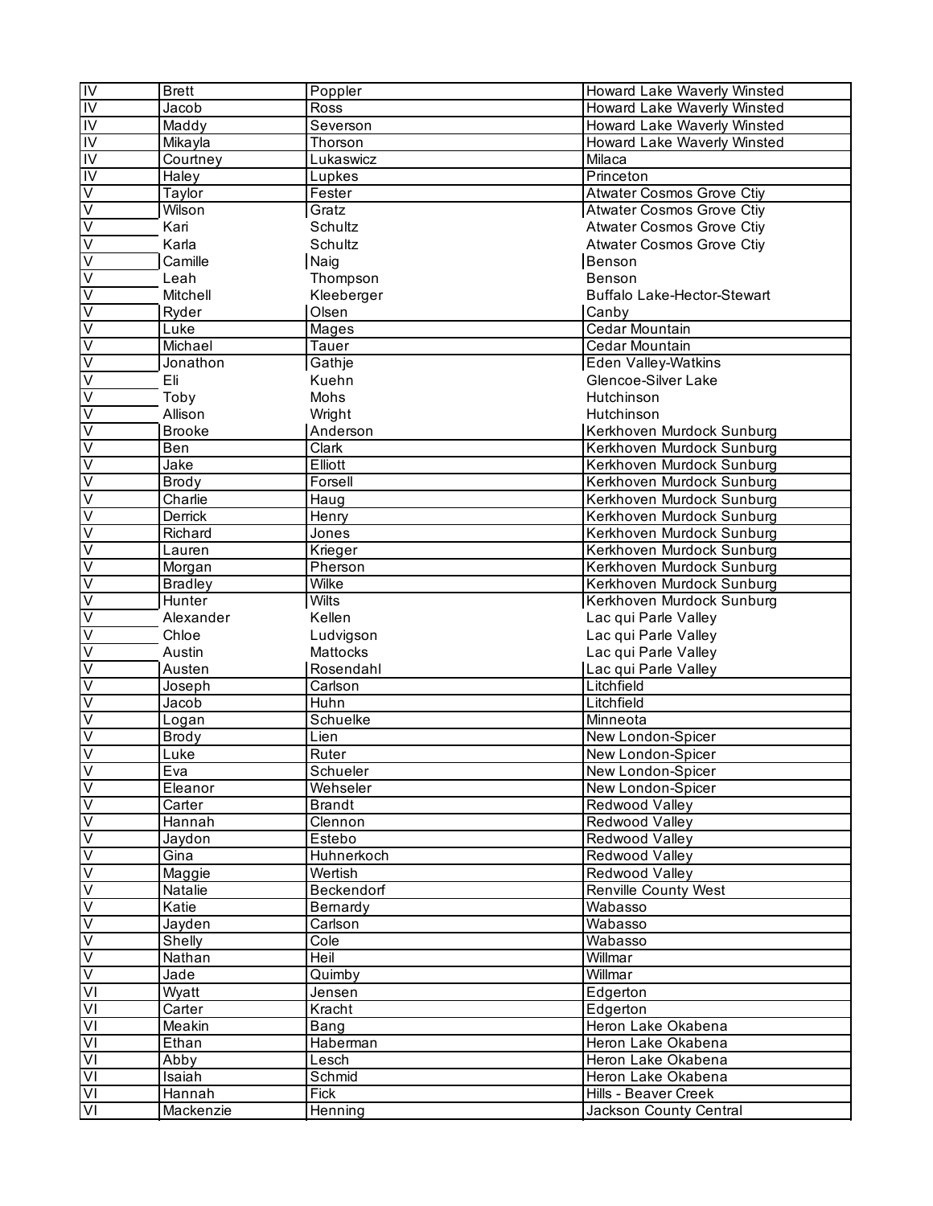| IV | Brett | Poppler | Howard Lake Waverly Winsted |
|---|---|---|---|
| IV | Jacob | Ross | Howard Lake Waverly Winsted |
| IV | Maddy | Severson | Howard Lake Waverly Winsted |
| IV | Mikayla | Thorson | Howard Lake Waverly Winsted |
| IV | Courtney | Lukaswicz | Milaca |
| IV | Haley | Lupkes | Princeton |
| V | Taylor | Fester | Atwater Cosmos Grove Ctiy |
| V | Wilson | Gratz | Atwater Cosmos Grove Ctiy |
| V | Kari | Schultz | Atwater Cosmos Grove Ctiy |
| V | Karla | Schultz | Atwater Cosmos Grove Ctiy |
| V | Camille | Naig | Benson |
| V | Leah | Thompson | Benson |
| V | Mitchell | Kleeberger | Buffalo Lake-Hector-Stewart |
| V | Ryder | Olsen | Canby |
| V | Luke | Mages | Cedar Mountain |
| V | Michael | Tauer | Cedar Mountain |
| V | Jonathon | Gathje | Eden Valley-Watkins |
| V | Eli | Kuehn | Glencoe-Silver Lake |
| V | Toby | Mohs | Hutchinson |
| V | Allison | Wright | Hutchinson |
| V | Brooke | Anderson | Kerkhoven Murdock Sunburg |
| V | Ben | Clark | Kerkhoven Murdock Sunburg |
| V | Jake | Elliott | Kerkhoven Murdock Sunburg |
| V | Brody | Forsell | Kerkhoven Murdock Sunburg |
| V | Charlie | Haug | Kerkhoven Murdock Sunburg |
| V | Derrick | Henry | Kerkhoven Murdock Sunburg |
| V | Richard | Jones | Kerkhoven Murdock Sunburg |
| V | Lauren | Krieger | Kerkhoven Murdock Sunburg |
| V | Morgan | Pherson | Kerkhoven Murdock Sunburg |
| V | Bradley | Wilke | Kerkhoven Murdock Sunburg |
| V | Hunter | Wilts | Kerkhoven Murdock Sunburg |
| V | Alexander | Kellen | Lac qui Parle Valley |
| V | Chloe | Ludvigson | Lac qui Parle Valley |
| V | Austin | Mattocks | Lac qui Parle Valley |
| V | Austen | Rosendahl | Lac qui Parle Valley |
| V | Joseph | Carlson | Litchfield |
| V | Jacob | Huhn | Litchfield |
| V | Logan | Schuelke | Minneota |
| V | Brody | Lien | New London-Spicer |
| V | Luke | Ruter | New London-Spicer |
| V | Eva | Schueler | New London-Spicer |
| V | Eleanor | Wehseler | New London-Spicer |
| V | Carter | Brandt | Redwood Valley |
| V | Hannah | Clennon | Redwood Valley |
| V | Jaydon | Estebo | Redwood Valley |
| V | Gina | Huhnerkoch | Redwood Valley |
| V | Maggie | Wertish | Redwood Valley |
| V | Natalie | Beckendorf | Renville County West |
| V | Katie | Bernardy | Wabasso |
| V | Jayden | Carlson | Wabasso |
| V | Shelly | Cole | Wabasso |
| V | Nathan | Heil | Willmar |
| V | Jade | Quimby | Willmar |
| VI | Wyatt | Jensen | Edgerton |
| VI | Carter | Kracht | Edgerton |
| VI | Meakin | Bang | Heron Lake Okabena |
| VI | Ethan | Haberman | Heron Lake Okabena |
| VI | Abby | Lesch | Heron Lake Okabena |
| VI | Isaiah | Schmid | Heron Lake Okabena |
| VI | Hannah | Fick | Hills - Beaver Creek |
| VI | Mackenzie | Henning | Jackson County Central |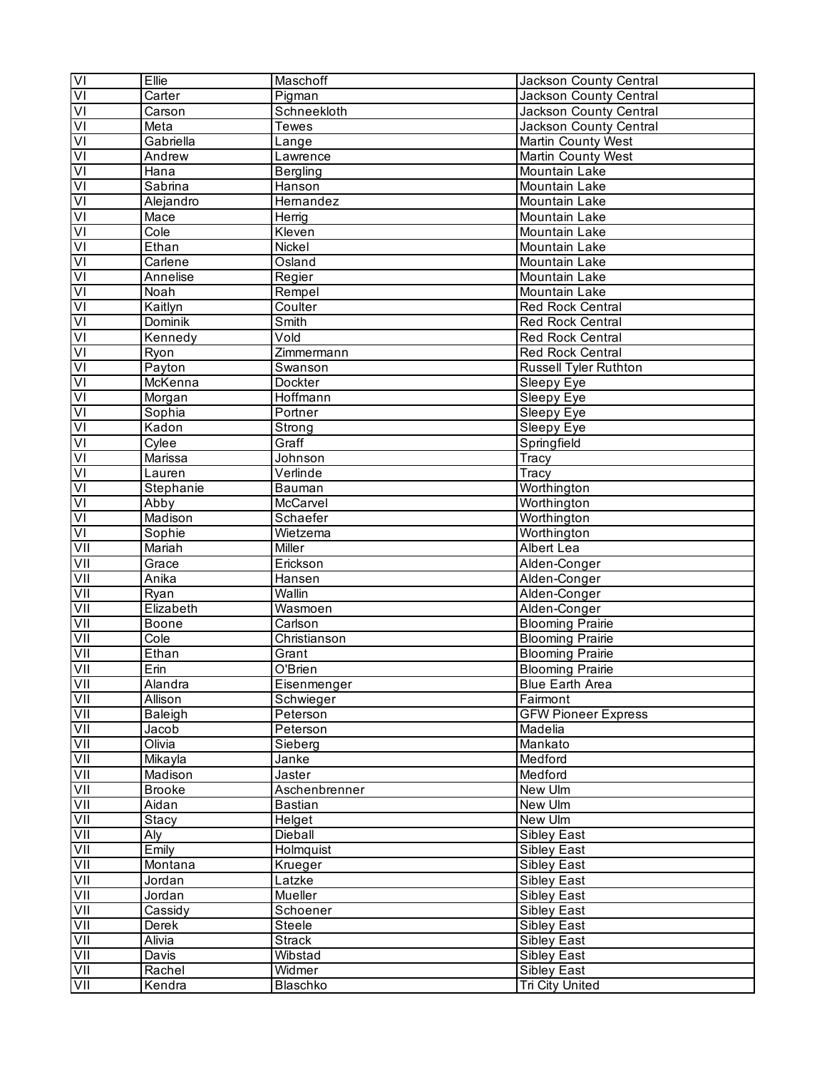| | | | |
|---|---|---|---|
| VI | Ellie | Maschoff | Jackson County Central |
| VI | Carter | Pigman | Jackson County Central |
| VI | Carson | Schneekloth | Jackson County Central |
| VI | Meta | Tewes | Jackson County Central |
| VI | Gabriella | Lange | Martin County West |
| VI | Andrew | Lawrence | Martin County West |
| VI | Hana | Bergling | Mountain Lake |
| VI | Sabrina | Hanson | Mountain Lake |
| VI | Alejandro | Hernandez | Mountain Lake |
| VI | Mace | Herrig | Mountain Lake |
| VI | Cole | Kleven | Mountain Lake |
| VI | Ethan | Nickel | Mountain Lake |
| VI | Carlene | Osland | Mountain Lake |
| VI | Annelise | Regier | Mountain Lake |
| VI | Noah | Rempel | Mountain Lake |
| VI | Kaitlyn | Coulter | Red Rock Central |
| VI | Dominik | Smith | Red Rock Central |
| VI | Kennedy | Vold | Red Rock Central |
| VI | Ryon | Zimmermann | Red Rock Central |
| VI | Payton | Swanson | Russell Tyler Ruthton |
| VI | McKenna | Dockter | Sleepy Eye |
| VI | Morgan | Hoffmann | Sleepy Eye |
| VI | Sophia | Portner | Sleepy Eye |
| VI | Kadon | Strong | Sleepy Eye |
| VI | Cylee | Graff | Springfield |
| VI | Marissa | Johnson | Tracy |
| VI | Lauren | Verlinde | Tracy |
| VI | Stephanie | Bauman | Worthington |
| VI | Abby | McCarvel | Worthington |
| VI | Madison | Schaefer | Worthington |
| VI | Sophie | Wietzema | Worthington |
| VII | Mariah | Miller | Albert Lea |
| VII | Grace | Erickson | Alden-Conger |
| VII | Anika | Hansen | Alden-Conger |
| VII | Ryan | Wallin | Alden-Conger |
| VII | Elizabeth | Wasmoen | Alden-Conger |
| VII | Boone | Carlson | Blooming Prairie |
| VII | Cole | Christianson | Blooming Prairie |
| VII | Ethan | Grant | Blooming Prairie |
| VII | Erin | O'Brien | Blooming Prairie |
| VII | Alandra | Eisenmenger | Blue Earth Area |
| VII | Allison | Schwieger | Fairmont |
| VII | Baleigh | Peterson | GFW Pioneer Express |
| VII | Jacob | Peterson | Madelia |
| VII | Olivia | Sieberg | Mankato |
| VII | Mikayla | Janke | Medford |
| VII | Madison | Jaster | Medford |
| VII | Brooke | Aschenbrenner | New Ulm |
| VII | Aidan | Bastian | New Ulm |
| VII | Stacy | Helget | New Ulm |
| VII | Aly | Dieball | Sibley East |
| VII | Emily | Holmquist | Sibley East |
| VII | Montana | Krueger | Sibley East |
| VII | Jordan | Latzke | Sibley East |
| VII | Jordan | Mueller | Sibley East |
| VII | Cassidy | Schoener | Sibley East |
| VII | Derek | Steele | Sibley East |
| VII | Alivia | Strack | Sibley East |
| VII | Davis | Wibstad | Sibley East |
| VII | Rachel | Widmer | Sibley East |
| VII | Kendra | Blaschko | Tri City United |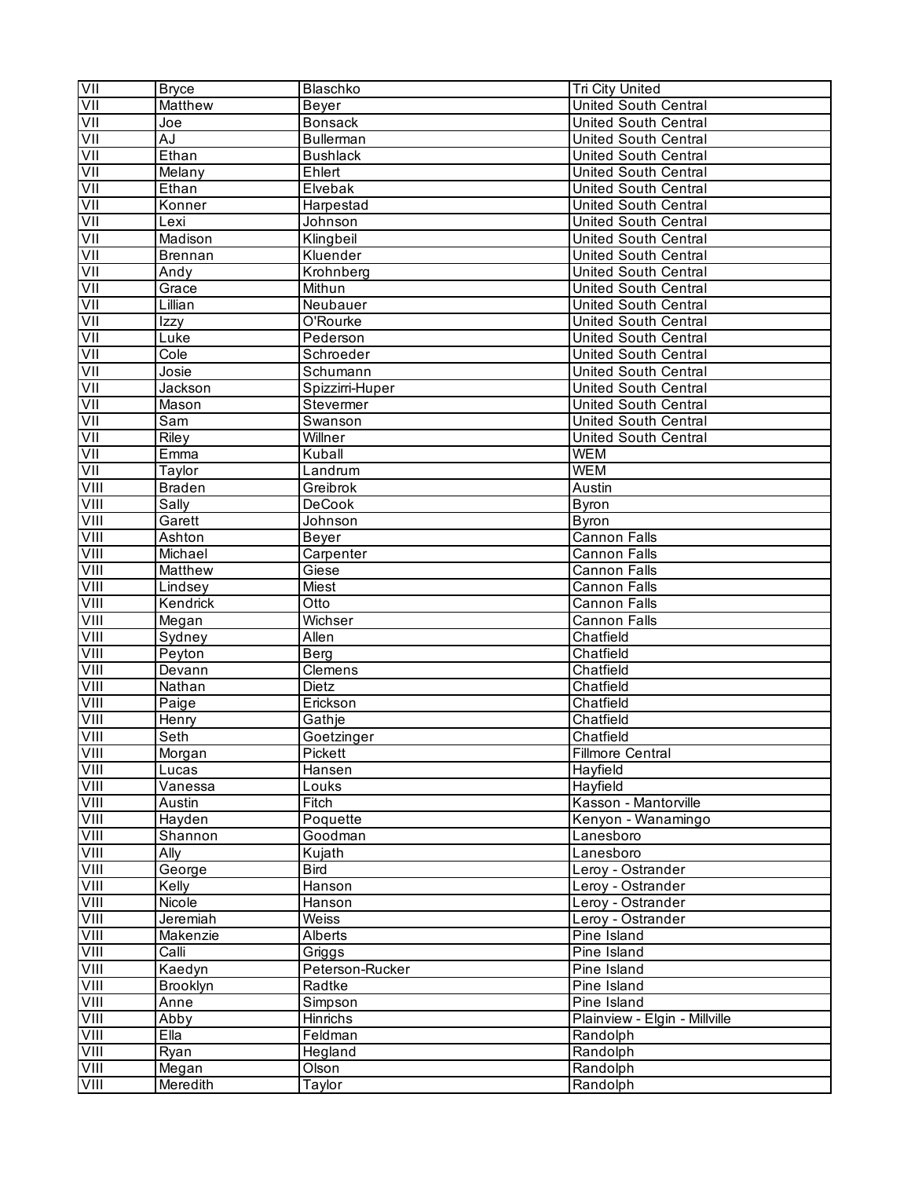| VII | Bryce | Blaschko | Tri City United |
|---|---|---|---|
| VII | Matthew | Beyer | United South Central |
| VII | Joe | Bonsack | United South Central |
| VII | AJ | Bullerman | United South Central |
| VII | Ethan | Bushlack | United South Central |
| VII | Melany | Ehlert | United South Central |
| VII | Ethan | Elvebak | United South Central |
| VII | Konner | Harpestad | United South Central |
| VII | Lexi | Johnson | United South Central |
| VII | Madison | Klingbeil | United South Central |
| VII | Brennan | Kluender | United South Central |
| VII | Andy | Krohnberg | United South Central |
| VII | Grace | Mithun | United South Central |
| VII | Lillian | Neubauer | United South Central |
| VII | Izzy | O'Rourke | United South Central |
| VII | Luke | Pederson | United South Central |
| VII | Cole | Schroeder | United South Central |
| VII | Josie | Schumann | United South Central |
| VII | Jackson | Spizzirri-Huper | United South Central |
| VII | Mason | Stevermer | United South Central |
| VII | Sam | Swanson | United South Central |
| VII | Riley | Willner | United South Central |
| VII | Emma | Kuball | WEM |
| VII | Taylor | Landrum | WEM |
| VIII | Braden | Greibrok | Austin |
| VIII | Sally | DeCook | Byron |
| VIII | Garett | Johnson | Byron |
| VIII | Ashton | Beyer | Cannon Falls |
| VIII | Michael | Carpenter | Cannon Falls |
| VIII | Matthew | Giese | Cannon Falls |
| VIII | Lindsey | Miest | Cannon Falls |
| VIII | Kendrick | Otto | Cannon Falls |
| VIII | Megan | Wichser | Cannon Falls |
| VIII | Sydney | Allen | Chatfield |
| VIII | Peyton | Berg | Chatfield |
| VIII | Devann | Clemens | Chatfield |
| VIII | Nathan | Dietz | Chatfield |
| VIII | Paige | Erickson | Chatfield |
| VIII | Henry | Gathje | Chatfield |
| VIII | Seth | Goetzinger | Chatfield |
| VIII | Morgan | Pickett | Fillmore Central |
| VIII | Lucas | Hansen | Hayfield |
| VIII | Vanessa | Louks | Hayfield |
| VIII | Austin | Fitch | Kasson - Mantorville |
| VIII | Hayden | Poquette | Kenyon - Wanamingo |
| VIII | Shannon | Goodman | Lanesboro |
| VIII | Ally | Kujath | Lanesboro |
| VIII | George | Bird | Leroy - Ostrander |
| VIII | Kelly | Hanson | Leroy - Ostrander |
| VIII | Nicole | Hanson | Leroy - Ostrander |
| VIII | Jeremiah | Weiss | Leroy - Ostrander |
| VIII | Makenzie | Alberts | Pine Island |
| VIII | Calli | Griggs | Pine Island |
| VIII | Kaedyn | Peterson-Rucker | Pine Island |
| VIII | Brooklyn | Radtke | Pine Island |
| VIII | Anne | Simpson | Pine Island |
| VIII | Abby | Hinrichs | Plainview - Elgin - Millville |
| VIII | Ella | Feldman | Randolph |
| VIII | Ryan | Hegland | Randolph |
| VIII | Megan | Olson | Randolph |
| VIII | Meredith | Taylor | Randolph |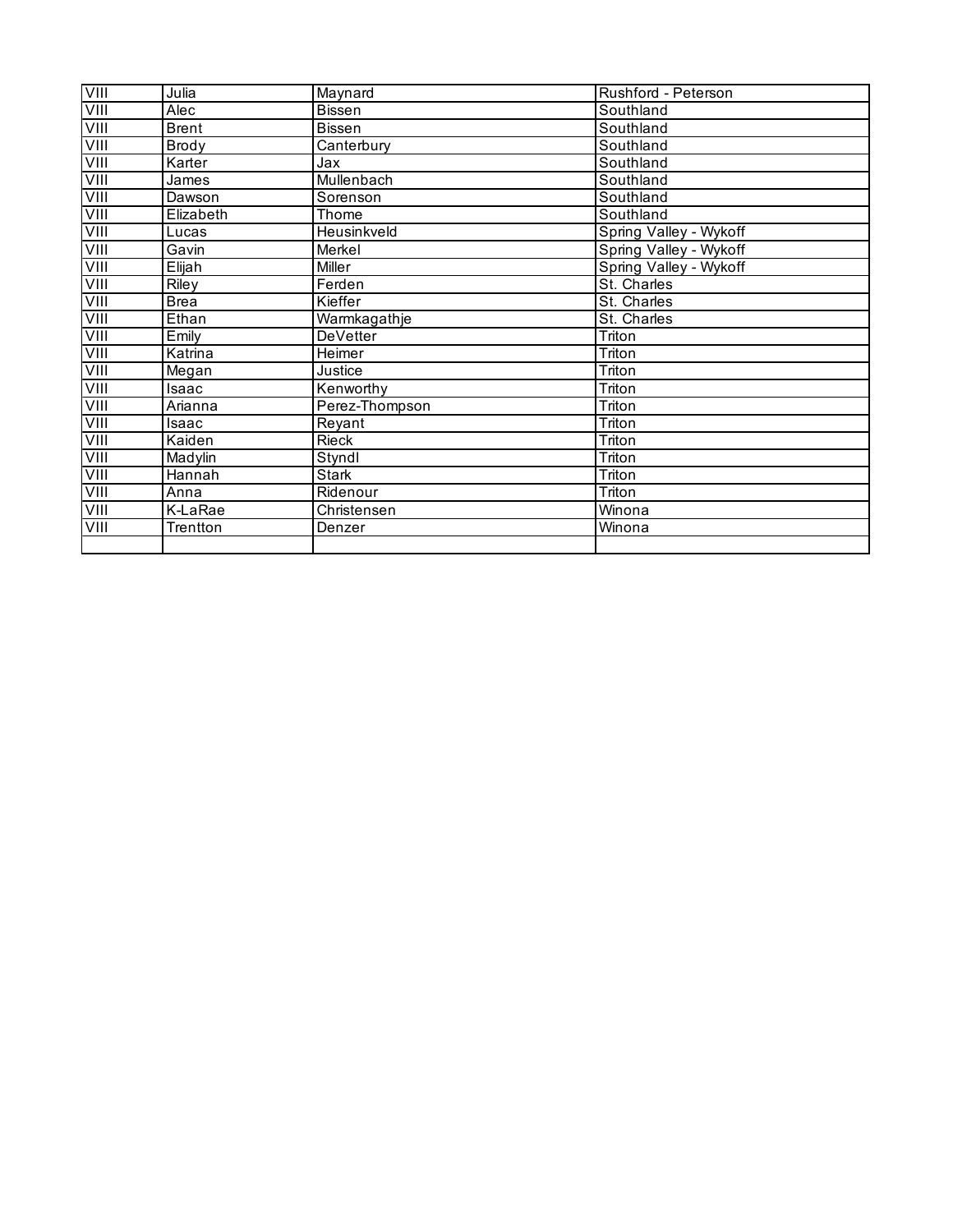| | | | |
|---|---|---|---|
| VIII | Julia | Maynard | Rushford - Peterson |
| VIII | Alec | Bissen | Southland |
| VIII | Brent | Bissen | Southland |
| VIII | Brody | Canterbury | Southland |
| VIII | Karter | Jax | Southland |
| VIII | James | Mullenbach | Southland |
| VIII | Dawson | Sorenson | Southland |
| VIII | Elizabeth | Thome | Southland |
| VIII | Lucas | Heusinkveld | Spring Valley - Wykoff |
| VIII | Gavin | Merkel | Spring Valley - Wykoff |
| VIII | Elijah | Miller | Spring Valley - Wykoff |
| VIII | Riley | Ferden | St. Charles |
| VIII | Brea | Kieffer | St. Charles |
| VIII | Ethan | Warmkagathje | St. Charles |
| VIII | Emily | DeVetter | Triton |
| VIII | Katrina | Heimer | Triton |
| VIII | Megan | Justice | Triton |
| VIII | Isaac | Kenworthy | Triton |
| VIII | Arianna | Perez-Thompson | Triton |
| VIII | Isaac | Reyant | Triton |
| VIII | Kaiden | Rieck | Triton |
| VIII | Madylin | Styndl | Triton |
| VIII | Hannah | Stark | Triton |
| VIII | Anna | Ridenour | Triton |
| VIII | K-LaRae | Christensen | Winona |
| VIII | Trentton | Denzer | Winona |
| | | | |